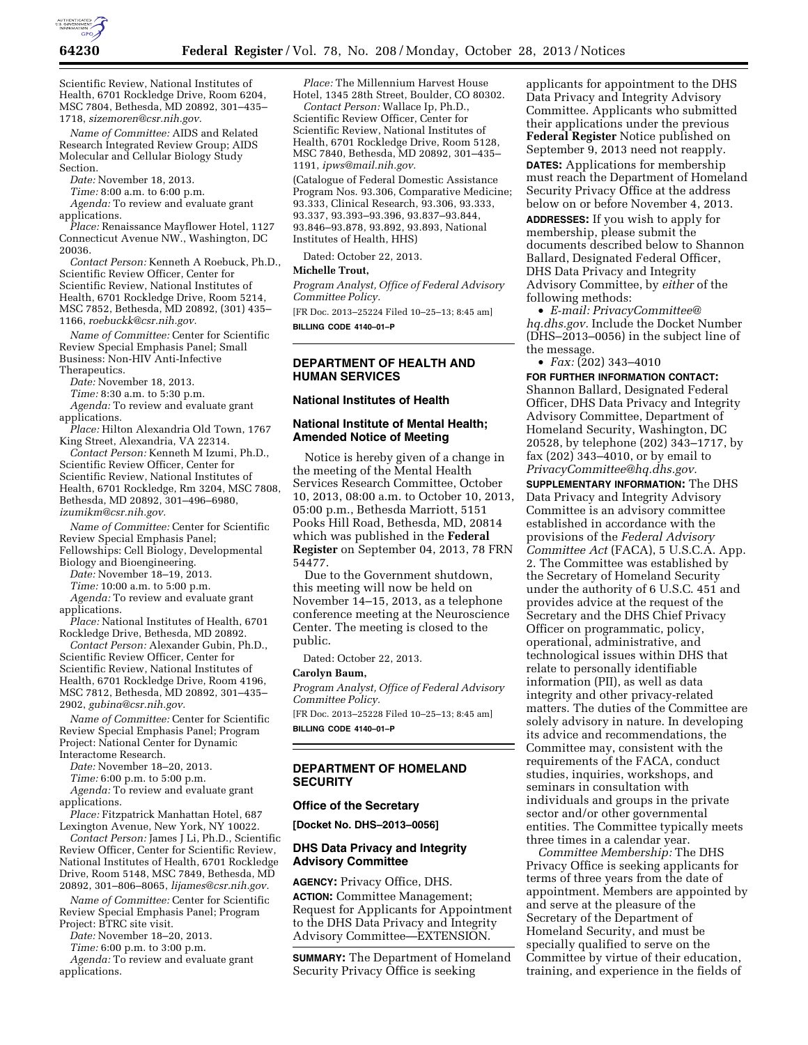Scientific Review, National Institutes of Health, 6701 Rockledge Drive, Room 6204, MSC 7804, Bethesda, MD 20892, 301–435–1718, *sizemoren@csr.nih.gov.*

*Name of Committee:* AIDS and Related Research Integrated Review Group; AIDS Molecular and Cellular Biology Study Section.

*Date:* November 18, 2013.

*Time:* 8:00 a.m. to 6:00 p.m.

*Agenda:* To review and evaluate grant applications.

*Place:* Renaissance Mayflower Hotel, 1127 Connecticut Avenue NW., Washington, DC 20036.

*Contact Person:* Kenneth A Roebuck, Ph.D., Scientific Review Officer, Center for Scientific Review, National Institutes of Health, 6701 Rockledge Drive, Room 5214, MSC 7852, Bethesda, MD 20892, (301) 435–1166, *roebuckk@csr.nih.gov.*

*Name of Committee:* Center for Scientific Review Special Emphasis Panel; Small Business: Non-HIV Anti-Infective Therapeutics.

*Date:* November 18, 2013.

*Time:* 8:30 a.m. to 5:30 p.m.

*Agenda:* To review and evaluate grant applications.

*Place:* Hilton Alexandria Old Town, 1767 King Street, Alexandria, VA 22314.

*Contact Person:* Kenneth M Izumi, Ph.D., Scientific Review Officer, Center for Scientific Review, National Institutes of Health, 6701 Rockledge, Rm 3204, MSC 7808, Bethesda, MD 20892, 301–496–6980, *izumikm@csr.nih.gov.*

*Name of Committee:* Center for Scientific Review Special Emphasis Panel; Fellowships: Cell Biology, Developmental Biology and Bioengineering.

*Date:* November 18–19, 2013.

*Time:* 10:00 a.m. to 5:00 p.m.

*Agenda:* To review and evaluate grant applications.

*Place:* National Institutes of Health, 6701 Rockledge Drive, Bethesda, MD 20892.

*Contact Person:* Alexander Gubin, Ph.D., Scientific Review Officer, Center for Scientific Review, National Institutes of Health, 6701 Rockledge Drive, Room 4196, MSC 7812, Bethesda, MD 20892, 301–435–2902, *gubina@csr.nih.gov.*

*Name of Committee:* Center for Scientific Review Special Emphasis Panel; Program Project: National Center for Dynamic Interactome Research.

*Date:* November 18–20, 2013.

*Time:* 6:00 p.m. to 5:00 p.m.

*Agenda:* To review and evaluate grant applications.

*Place:* Fitzpatrick Manhattan Hotel, 687 Lexington Avenue, New York, NY 10022.

*Contact Person:* James J Li, Ph.D., Scientific Review Officer, Center for Scientific Review, National Institutes of Health, 6701 Rockledge Drive, Room 5148, MSC 7849, Bethesda, MD 20892, 301–806–8065, *lijames@csr.nih.gov.*

*Name of Committee:* Center for Scientific Review Special Emphasis Panel; Program Project: BTRC site visit.

*Date:* November 18–20, 2013.

*Time:* 6:00 p.m. to 3:00 p.m.

*Agenda:* To review and evaluate grant applications.

*Place:* The Millennium Harvest House Hotel, 1345 28th Street, Boulder, CO 80302.

*Contact Person:* Wallace Ip, Ph.D., Scientific Review Officer, Center for Scientific Review, National Institutes of Health, 6701 Rockledge Drive, Room 5128, MSC 7840, Bethesda, MD 20892, 301–435–1191, *ipws@mail.nih.gov.*

(Catalogue of Federal Domestic Assistance Program Nos. 93.306, Comparative Medicine; 93.333, Clinical Research, 93.306, 93.333, 93.337, 93.393–93.396, 93.837–93.844, 93.846–93.878, 93.892, 93.893, National Institutes of Health, HHS)

Dated: October 22, 2013.

**Michelle Trout,**

*Program Analyst, Office of Federal Advisory Committee Policy.*

[FR Doc. 2013–25224 Filed 10–25–13; 8:45 am]

**BILLING CODE 4140–01–P**

## DEPARTMENT OF HEALTH AND HUMAN SERVICES

### National Institutes of Health

### National Institute of Mental Health; Amended Notice of Meeting

Notice is hereby given of a change in the meeting of the Mental Health Services Research Committee, October 10, 2013, 08:00 a.m. to October 10, 2013, 05:00 p.m., Bethesda Marriott, 5151 Pooks Hill Road, Bethesda, MD, 20814 which was published in the **Federal Register** on September 04, 2013, 78 FRN 54477.

Due to the Government shutdown, this meeting will now be held on November 14–15, 2013, as a telephone conference meeting at the Neuroscience Center. The meeting is closed to the public.

Dated: October 22, 2013.

**Carolyn Baum,**

*Program Analyst, Office of Federal Advisory Committee Policy.*

[FR Doc. 2013–25228 Filed 10–25–13; 8:45 am]

**BILLING CODE 4140–01–P**

## DEPARTMENT OF HOMELAND SECURITY

### Office of the Secretary

**[Docket No. DHS–2013–0056]**

### DHS Data Privacy and Integrity Advisory Committee

**AGENCY:** Privacy Office, DHS.

**ACTION:** Committee Management; Request for Applicants for Appointment to the DHS Data Privacy and Integrity Advisory Committee—EXTENSION.

**SUMMARY:** The Department of Homeland Security Privacy Office is seeking applicants for appointment to the DHS Data Privacy and Integrity Advisory Committee. Applicants who submitted their applications under the previous **Federal Register** Notice published on September 9, 2013 need not reapply.

**DATES:** Applications for membership must reach the Department of Homeland Security Privacy Office at the address below on or before November 4, 2013.

**ADDRESSES:** If you wish to apply for membership, please submit the documents described below to Shannon Ballard, Designated Federal Officer, DHS Data Privacy and Integrity Advisory Committee, by *either* of the following methods:

- *E-mail: PrivacyCommittee@hq.dhs.gov.* Include the Docket Number (DHS–2013–0056) in the subject line of the message.
- *Fax:* (202) 343–4010

**FOR FURTHER INFORMATION CONTACT:** Shannon Ballard, Designated Federal Officer, DHS Data Privacy and Integrity Advisory Committee, Department of Homeland Security, Washington, DC 20528, by telephone (202) 343–1717, by fax (202) 343–4010, or by email to *PrivacyCommittee@hq.dhs.gov.*

**SUPPLEMENTARY INFORMATION:** The DHS Data Privacy and Integrity Advisory Committee is an advisory committee established in accordance with the provisions of the *Federal Advisory Committee Act* (FACA), 5 U.S.C.A. App. 2. The Committee was established by the Secretary of Homeland Security under the authority of 6 U.S.C. 451 and provides advice at the request of the Secretary and the DHS Chief Privacy Officer on programmatic, policy, operational, administrative, and technological issues within DHS that relate to personally identifiable information (PII), as well as data integrity and other privacy-related matters. The duties of the Committee are solely advisory in nature. In developing its advice and recommendations, the Committee may, consistent with the requirements of the FACA, conduct studies, inquiries, workshops, and seminars in consultation with individuals and groups in the private sector and/or other governmental entities. The Committee typically meets three times in a calendar year.

*Committee Membership:* The DHS Privacy Office is seeking applicants for terms of three years from the date of appointment. Members are appointed by and serve at the pleasure of the Secretary of the Department of Homeland Security, and must be specially qualified to serve on the Committee by virtue of their education, training, and experience in the fields of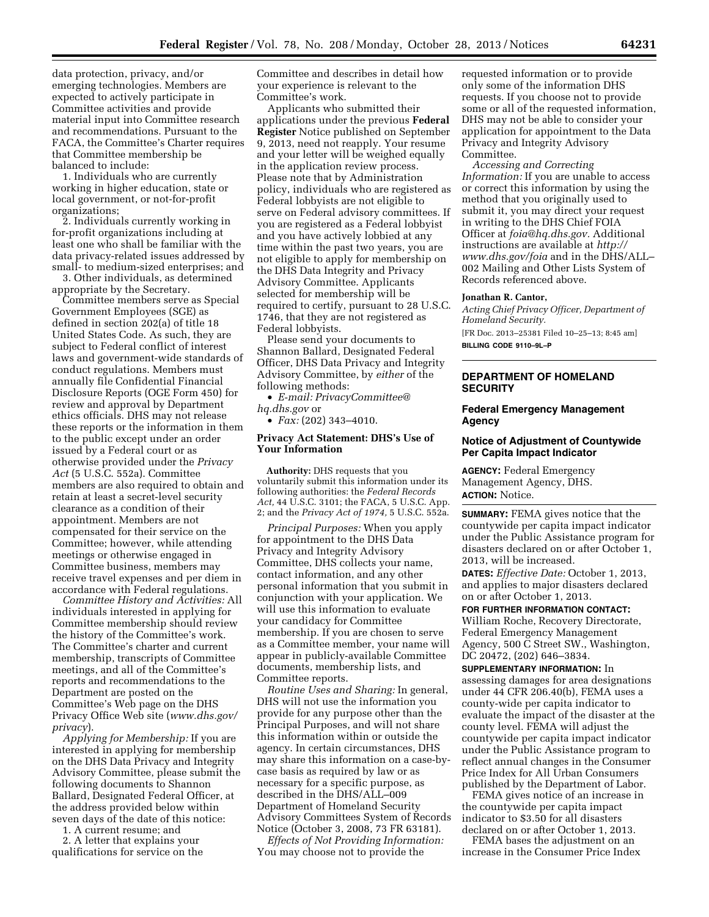data protection, privacy, and/or emerging technologies. Members are expected to actively participate in Committee activities and provide material input into Committee research and recommendations. Pursuant to the FACA, the Committee's Charter requires that Committee membership be balanced to include:

1. Individuals who are currently working in higher education, state or local government, or not-for-profit organizations;
2. Individuals currently working in for-profit organizations including at least one who shall be familiar with the data privacy-related issues addressed by small- to medium-sized enterprises; and
3. Other individuals, as determined appropriate by the Secretary.

Committee members serve as Special Government Employees (SGE) as defined in section 202(a) of title 18 United States Code. As such, they are subject to Federal conflict of interest laws and government-wide standards of conduct regulations. Members must annually file Confidential Financial Disclosure Reports (OGE Form 450) for review and approval by Department ethics officials. DHS may not release these reports or the information in them to the public except under an order issued by a Federal court or as otherwise provided under the *Privacy Act* (5 U.S.C. 552a). Committee members are also required to obtain and retain at least a secret-level security clearance as a condition of their appointment. Members are not compensated for their service on the Committee; however, while attending meetings or otherwise engaged in Committee business, members may receive travel expenses and per diem in accordance with Federal regulations.

*Committee History and Activities:* All individuals interested in applying for Committee membership should review the history of the Committee's work. The Committee's charter and current membership, transcripts of Committee meetings, and all of the Committee's reports and recommendations to the Department are posted on the Committee's Web page on the DHS Privacy Office Web site (*www.dhs.gov/privacy*).

*Applying for Membership:* If you are interested in applying for membership on the DHS Data Privacy and Integrity Advisory Committee, please submit the following documents to Shannon Ballard, Designated Federal Officer, at the address provided below within seven days of the date of this notice:

1. A current resume; and
2. A letter that explains your qualifications for service on the Committee and describes in detail how your experience is relevant to the Committee's work.

Applicants who submitted their applications under the previous **Federal Register** Notice published on September 9, 2013, need not reapply. Your resume and your letter will be weighed equally in the application review process. Please note that by Administration policy, individuals who are registered as Federal lobbyists are not eligible to serve on Federal advisory committees. If you are registered as a Federal lobbyist and you have actively lobbied at any time within the past two years, you are not eligible to apply for membership on the DHS Data Integrity and Privacy Advisory Committee. Applicants selected for membership will be required to certify, pursuant to 28 U.S.C. 1746, that they are not registered as Federal lobbyists.

Please send your documents to Shannon Ballard, Designated Federal Officer, DHS Data Privacy and Integrity Advisory Committee, by *either* of the following methods:

- *E-mail: PrivacyCommittee@hq.dhs.gov* or
- *Fax:* (202) 343–4010.

### Privacy Act Statement: DHS's Use of Your Information

**Authority:** DHS requests that you voluntarily submit this information under its following authorities: the *Federal Records Act,* 44 U.S.C. 3101; the FACA, 5 U.S.C. App. 2; and the *Privacy Act of 1974,* 5 U.S.C. 552a.

*Principal Purposes:* When you apply for appointment to the DHS Data Privacy and Integrity Advisory Committee, DHS collects your name, contact information, and any other personal information that you submit in conjunction with your application. We will use this information to evaluate your candidacy for Committee membership. If you are chosen to serve as a Committee member, your name will appear in publicly-available Committee documents, membership lists, and Committee reports.

*Routine Uses and Sharing:* In general, DHS will not use the information you provide for any purpose other than the Principal Purposes, and will not share this information within or outside the agency. In certain circumstances, DHS may share this information on a case-by-case basis as required by law or as necessary for a specific purpose, as described in the DHS/ALL–009 Department of Homeland Security Advisory Committees System of Records Notice (October 3, 2008, 73 FR 63181).

*Effects of Not Providing Information:* You may choose not to provide the requested information or to provide only some of the information DHS requests. If you choose not to provide some or all of the requested information, DHS may not be able to consider your application for appointment to the Data Privacy and Integrity Advisory Committee.

*Accessing and Correcting Information:* If you are unable to access or correct this information by using the method that you originally used to submit it, you may direct your request in writing to the DHS Chief FOIA Officer at *foia@hq.dhs.gov.* Additional instructions are available at *http://www.dhs.gov/foia* and in the DHS/ALL–002 Mailing and Other Lists System of Records referenced above.

**Jonathan R. Cantor,**

*Acting Chief Privacy Officer, Department of Homeland Security.*

[FR Doc. 2013–25381 Filed 10–25–13; 8:45 am]

**BILLING CODE 9110–9L–P**

---

## DEPARTMENT OF HOMELAND SECURITY

### Federal Emergency Management Agency

### Notice of Adjustment of Countywide Per Capita Impact Indicator

**AGENCY:** Federal Emergency Management Agency, DHS.

**ACTION:** Notice.

**SUMMARY:** FEMA gives notice that the countywide per capita impact indicator under the Public Assistance program for disasters declared on or after October 1, 2013, will be increased.

**DATES:** *Effective Date:* October 1, 2013, and applies to major disasters declared on or after October 1, 2013.

**FOR FURTHER INFORMATION CONTACT:** William Roche, Recovery Directorate, Federal Emergency Management Agency, 500 C Street SW., Washington, DC 20472, (202) 646–3834.

**SUPPLEMENTARY INFORMATION:** In assessing damages for area designations under 44 CFR 206.40(b), FEMA uses a county-wide per capita indicator to evaluate the impact of the disaster at the county level. FEMA will adjust the countywide per capita impact indicator under the Public Assistance program to reflect annual changes in the Consumer Price Index for All Urban Consumers published by the Department of Labor.

FEMA gives notice of an increase in the countywide per capita impact indicator to $3.50 for all disasters declared on or after October 1, 2013.

FEMA bases the adjustment on an increase in the Consumer Price Index